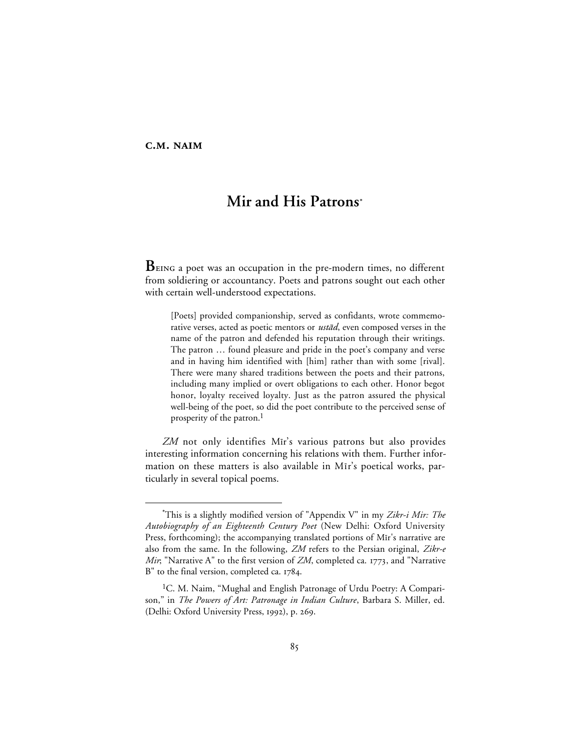**C.M. NAIM**

# Mir and His Patrons*

**B**EING a poet was an occupation in the pre-modern times, no different from soldiering or accountancy. Poets and patrons sought out each other with certain well-understood expectations.

> [Poets] provided companionship, served as confidants, wrote commemorative verses, acted as poetic mentors or *ustād*, even composed verses in the name of the patron and defended his reputation through their writings. The patron … found pleasure and pride in the poet's company and verse and in having him identified with [him] rather than with some [rival]. There were many shared traditions between the poets and their patrons, including many implied or overt obligations to each other. Honor begot honor, loyalty received loyalty. Just as the patron assured the physical well-being of the poet, so did the poet contribute to the perceived sense of prosperity of the patron.[1]

*ZM* not only identifies Mīr's various patrons but also provides interesting information concerning his relations with them. Further information on these matters is also available in Mīr's poetical works, particularly in several topical poems.

---

*This is a slightly modified version of "Appendix V" in my *Zikr-i Mir: The Autobiography of an Eighteenth Century Poet* (New Delhi: Oxford University Press, forthcoming); the accompanying translated portions of Mīr's narrative are also from the same. In the following, *ZM* refers to the Persian original, *Zikr-e Mir*; "Narrative A" to the first version of *ZM*, completed ca. 1773, and "Narrative B" to the final version, completed ca. 1784.

[1]C. M. Naim, "Mughal and English Patronage of Urdu Poetry: A Comparison," in *The Powers of Art: Patronage in Indian Culture*, Barbara S. Miller, ed. (Delhi: Oxford University Press, 1992), p. 269.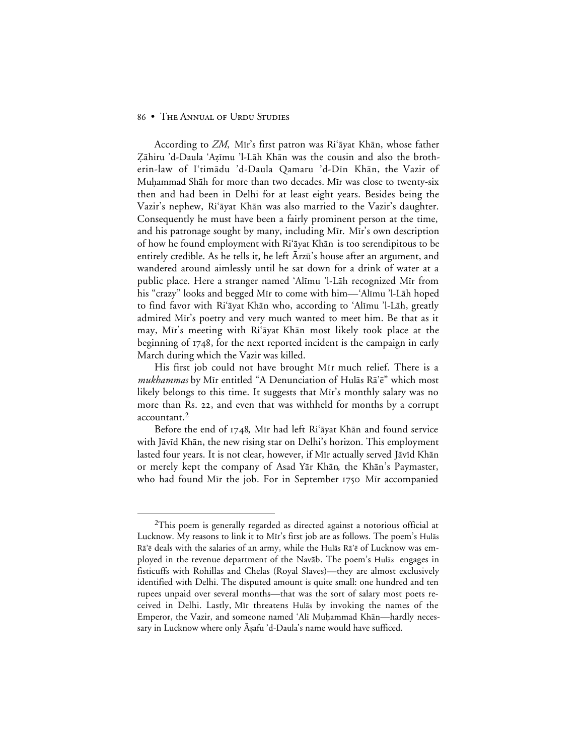According to *ZM*, Mīr's first patron was Ri'āyat Khān, whose father Ẓāhiru 'd-Daula 'Aẓīmu 'l-Lāh Khān was the cousin and also the brother-in-law of I'timādu 'd-Daula Qamaru 'd-Dīn Khān, the Vazir of Muḥammad Shāh for more than two decades. Mīr was close to twenty-six then and had been in Delhi for at least eight years. Besides being the Vazir's nephew, Ri'āyat Khān was also married to the Vazir's daughter. Consequently he must have been a fairly prominent person at the time, and his patronage sought by many, including Mīr. Mīr's own description of how he found employment with Ri'āyat Khān is too serendipitous to be entirely credible. As he tells it, he left Ārzū's house after an argument, and wandered around aimlessly until he sat down for a drink of water at a public place. Here a stranger named 'Alīmu 'l-Lāh recognized Mīr from his "crazy" looks and begged Mīr to come with him—'Alīmu 'l-Lāh hoped to find favor with Ri'āyat Khān who, according to 'Alīmu 'l-Lāh, greatly admired Mīr's poetry and very much wanted to meet him. Be that as it may, Mīr's meeting with Ri'āyat Khān most likely took place at the beginning of 1748, for the next reported incident is the campaign in early March during which the Vazir was killed.

His first job could not have brought Mīr much relief. There is a *mukhammas* by Mīr entitled "A Denunciation of Hulās Rā'ē" which most likely belongs to this time. It suggests that Mīr's monthly salary was no more than Rs. 22, and even that was withheld for months by a corrupt accountant.[2]

Before the end of 1748, Mīr had left Ri'āyat Khān and found service with Jāvīd Khān, the new rising star on Delhi's horizon. This employment lasted four years. It is not clear, however, if Mīr actually served Jāvīd Khān or merely kept the company of Asad Yār Khān, the Khān's Paymaster, who had found Mīr the job. For in September 1750 Mīr accompanied

---

[2]This poem is generally regarded as directed against a notorious official at Lucknow. My reasons to link it to Mīr's first job are as follows. The poem's Hulās Rā'ē deals with the salaries of an army, while the Hulās Rā'ē of Lucknow was employed in the revenue department of the Navāb. The poem's Hulās engages in fisticuffs with Rohillas and Chelas (Royal Slaves)—they are almost exclusively identified with Delhi. The disputed amount is quite small: one hundred and ten rupees unpaid over several months—that was the sort of salary most poets received in Delhi. Lastly, Mīr threatens Hulās by invoking the names of the Emperor, the Vazir, and someone named 'Alī Muḥammad Khān—hardly necessary in Lucknow where only Āṣafu 'd-Daula's name would have sufficed.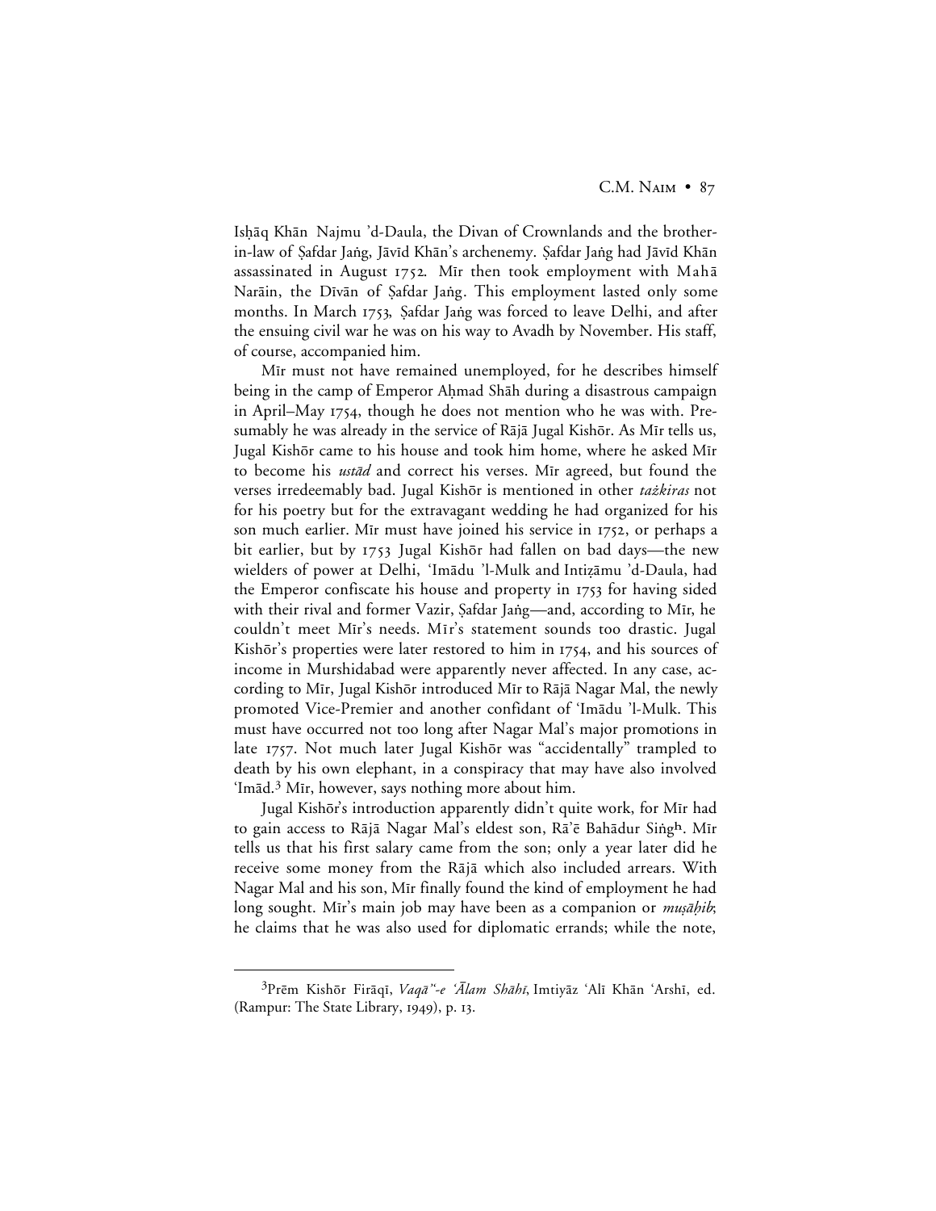Isḥāq Khān Najmu 'd-Daula, the Divan of Crownlands and the brother-in-law of Ṣafdar Jaṅg, Jāvīd Khān's archenemy. Ṣafdar Jaṅg had Jāvīd Khān assassinated in August 1752. Mīr then took employment with Mahā Narāin, the Dīvān of Ṣafdar Jaṅg. This employment lasted only some months. In March 1753, Ṣafdar Jaṅg was forced to leave Delhi, and after the ensuing civil war he was on his way to Avadh by November. His staff, of course, accompanied him.

Mīr must not have remained unemployed, for he describes himself being in the camp of Emperor Aḥmad Shāh during a disastrous campaign in April–May 1754, though he does not mention who he was with. Presumably he was already in the service of Rājā Jugal Kishōr. As Mīr tells us, Jugal Kishōr came to his house and took him home, where he asked Mīr to become his *ustād* and correct his verses. Mīr agreed, but found the verses irredeemably bad. Jugal Kishōr is mentioned in other *taẕkiras* not for his poetry but for the extravagant wedding he had organized for his son much earlier. Mīr must have joined his service in 1752, or perhaps a bit earlier, but by 1753 Jugal Kishōr had fallen on bad days—the new wielders of power at Delhi, 'Imādu 'l-Mulk and Intiẓāmu 'd-Daula, had the Emperor confiscate his house and property in 1753 for having sided with their rival and former Vazir, Ṣafdar Jaṅg—and, according to Mīr, he couldn't meet Mīr's needs. Mīr's statement sounds too drastic. Jugal Kishōr's properties were later restored to him in 1754, and his sources of income in Murshidabad were apparently never affected. In any case, according to Mīr, Jugal Kishōr introduced Mīr to Rājā Nagar Mal, the newly promoted Vice-Premier and another confidant of 'Imādu 'l-Mulk. This must have occurred not too long after Nagar Mal's major promotions in late 1757. Not much later Jugal Kishōr was "accidentally" trampled to death by his own elephant, in a conspiracy that may have also involved 'Imād.[3] Mīr, however, says nothing more about him.

Jugal Kishōr's introduction apparently didn't quite work, for Mīr had to gain access to Rājā Nagar Mal's eldest son, Rā'ē Bahādur Siṅgʰ. Mīr tells us that his first salary came from the son; only a year later did he receive some money from the Rājā which also included arrears. With Nagar Mal and his son, Mīr finally found the kind of employment he had long sought. Mīr's main job may have been as a companion or *muṣāḥib*; he claims that he was also used for diplomatic errands; while the note,

---

[3]Prēm Kishōr Firāqī, *Vaqā'ʿ-e ʿĀlam Shāhī*, Imtiyāz ʿAlī Khān ʿArshī, ed. (Rampur: The State Library, 1949), p. 13.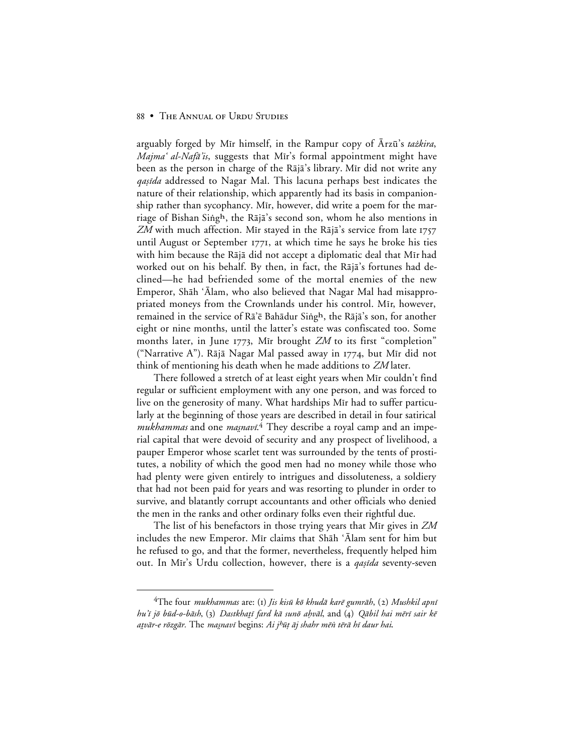arguably forged by Mīr himself, in the Rampur copy of Ārzū's *tażkira*, *Majma' al-Nafā'is*, suggests that Mīr's formal appointment might have been as the person in charge of the Rājā's library. Mīr did not write any *qaṣīda* addressed to Nagar Mal. This lacuna perhaps best indicates the nature of their relationship, which apparently had its basis in companionship rather than sycophancy. Mīr, however, did write a poem for the marriage of Bishan Siṅgʰ, the Rājā's second son, whom he also mentions in *ZM* with much affection. Mīr stayed in the Rājā's service from late 1757 until August or September 1771, at which time he says he broke his ties with him because the Rājā did not accept a diplomatic deal that Mīr had worked out on his behalf. By then, in fact, the Rājā's fortunes had declined—he had befriended some of the mortal enemies of the new Emperor, Shāh 'Ālam, who also believed that Nagar Mal had misappropriated moneys from the Crownlands under his control. Mīr, however, remained in the service of Rā'ē Bahādur Siṅgʰ, the Rājā's son, for another eight or nine months, until the latter's estate was confiscated too. Some months later, in June 1773, Mīr brought *ZM* to its first "completion" ("Narrative A"). Rājā Nagar Mal passed away in 1774, but Mīr did not think of mentioning his death when he made additions to *ZM* later.

There followed a stretch of at least eight years when Mīr couldn't find regular or sufficient employment with any one person, and was forced to live on the generosity of many. What hardships Mīr had to suffer particularly at the beginning of those years are described in detail in four satirical *mukhammas* and one *maṡnavī*.[4] They describe a royal camp and an imperial capital that were devoid of security and any prospect of livelihood, a pauper Emperor whose scarlet tent was surrounded by the tents of prostitutes, a nobility of which the good men had no money while those who had plenty were given entirely to intrigues and dissoluteness, a soldiery that had not been paid for years and was resorting to plunder in order to survive, and blatantly corrupt accountants and other officials who denied the men in the ranks and other ordinary folks even their rightful due.

The list of his benefactors in those trying years that Mīr gives in *ZM* includes the new Emperor. Mīr claims that Shāh 'Ālam sent for him but he refused to go, and that the former, nevertheless, frequently helped him out. In Mīr's Urdu collection, however, there is a *qaṣīda* seventy-seven

---

[4]The four *mukhammas* are: (1) *Jis kisū kō khudā karē gumrāh*, (2) *Mushkil apnī hu'ī jō būd-o-bāsh*, (3) *Dastkhaṭṭī fard kā sunō aḥvāl*, and (4) *Qābil hai mērī sair kē aṭvār-e rōzgār*. The *maṡnavī* begins: *Ai jʰūṭ āj shahr mēṅ tērā hī daur hai*.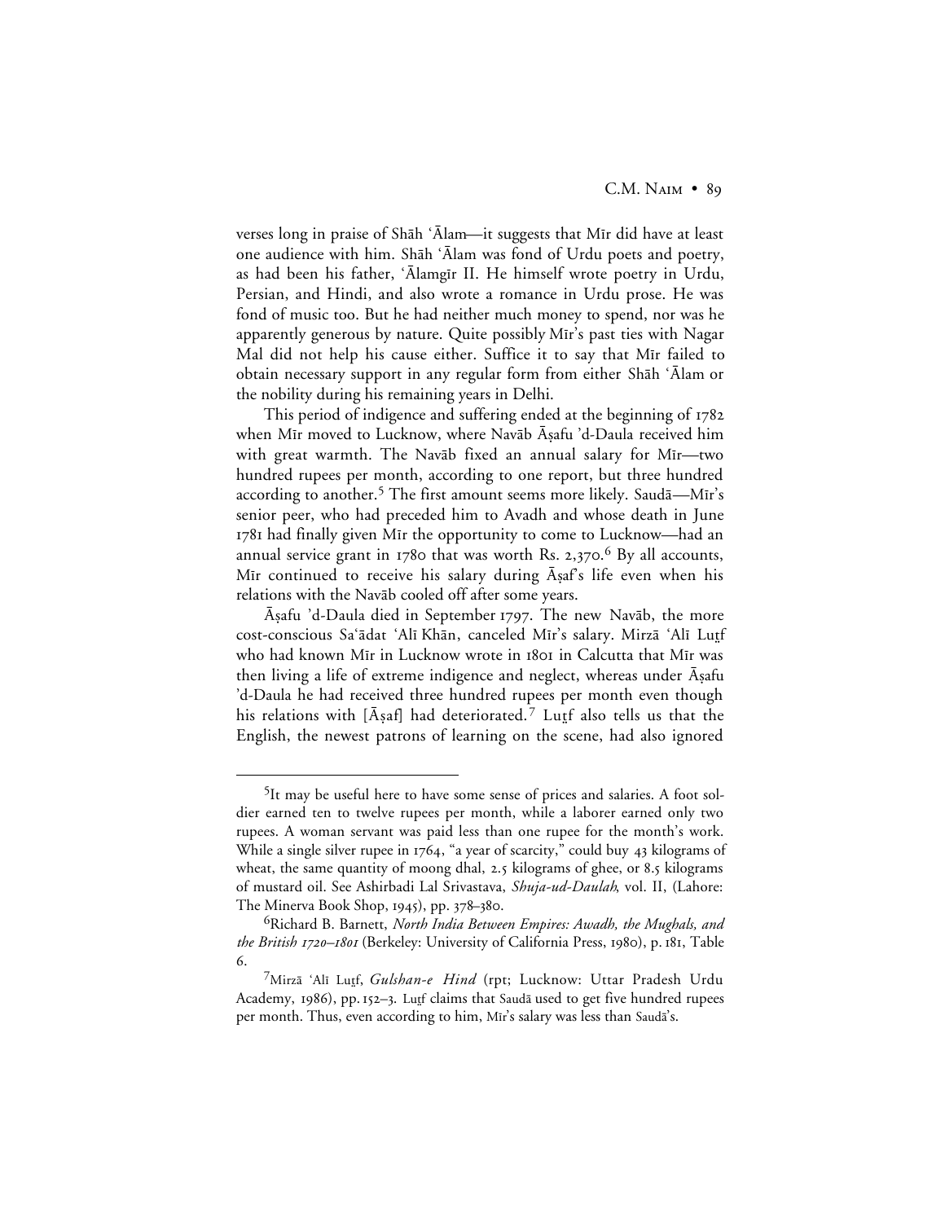verses long in praise of Shāh ʿĀlam—it suggests that Mīr did have at least one audience with him. Shāh ʿĀlam was fond of Urdu poets and poetry, as had been his father, ʿĀlamgīr II. He himself wrote poetry in Urdu, Persian, and Hindi, and also wrote a romance in Urdu prose. He was fond of music too. But he had neither much money to spend, nor was he apparently generous by nature. Quite possibly Mīr's past ties with Nagar Mal did not help his cause either. Suffice it to say that Mīr failed to obtain necessary support in any regular form from either Shāh ʿĀlam or the nobility during his remaining years in Delhi.

This period of indigence and suffering ended at the beginning of 1782 when Mīr moved to Lucknow, where Navāb Āṣafu 'd-Daula received him with great warmth. The Navāb fixed an annual salary for Mīr—two hundred rupees per month, according to one report, but three hundred according to another.[5] The first amount seems more likely. Saudā—Mīr's senior peer, who had preceded him to Avadh and whose death in June 1781 had finally given Mīr the opportunity to come to Lucknow—had an annual service grant in 1780 that was worth Rs. 2,370.[6] By all accounts, Mīr continued to receive his salary during Āṣaf's life even when his relations with the Navāb cooled off after some years.

Āṣafu 'd-Daula died in September 1797. The new Navāb, the more cost-conscious Saʿādat ʿAlī Khān, canceled Mīr's salary. Mirzā ʿAlī Luṭf who had known Mīr in Lucknow wrote in 1801 in Calcutta that Mīr was then living a life of extreme indigence and neglect, whereas under Āṣafu 'd-Daula he had received three hundred rupees per month even though his relations with [Āṣaf] had deteriorated.[7] Luṭf also tells us that the English, the newest patrons of learning on the scene, had also ignored

---

[5] It may be useful here to have some sense of prices and salaries. A foot soldier earned ten to twelve rupees per month, while a laborer earned only two rupees. A woman servant was paid less than one rupee for the month's work. While a single silver rupee in 1764, "a year of scarcity," could buy 43 kilograms of wheat, the same quantity of moong dhal, 2.5 kilograms of ghee, or 8.5 kilograms of mustard oil. See Ashirbadi Lal Srivastava, *Shuja-ud-Daulah*, vol. II, (Lahore: The Minerva Book Shop, 1945), pp. 378–380.

[6] Richard B. Barnett, *North India Between Empires: Awadh, the Mughals, and the British 1720–1801* (Berkeley: University of California Press, 1980), p. 181, Table 6.

[7] Mirzā ʿAlī Luṭf, *Gulshan-e Hind* (rpt; Lucknow: Uttar Pradesh Urdu Academy, 1986), pp. 152–3. Luṭf claims that Saudā used to get five hundred rupees per month. Thus, even according to him, Mīr's salary was less than Saudā's.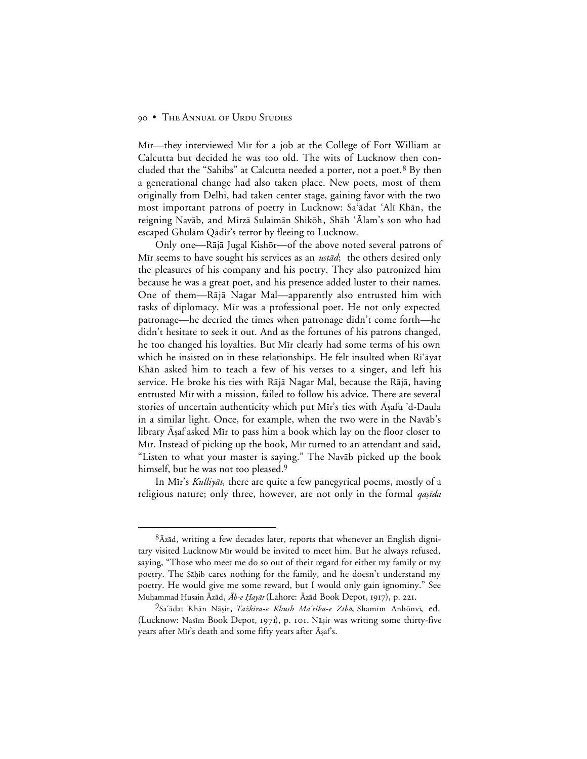Mīr—they interviewed Mīr for a job at the College of Fort William at Calcutta but decided he was too old. The wits of Lucknow then concluded that the "Sahibs" at Calcutta needed a porter, not a poet.[8] By then a generational change had also taken place. New poets, most of them originally from Delhi, had taken center stage, gaining favor with the two most important patrons of poetry in Lucknow: Sa'ādat 'Alī Khān, the reigning Navāb, and Mirzā Sulaimān Shikōh, Shāh 'Ālam's son who had escaped Ghulām Qādir's terror by fleeing to Lucknow.

Only one—Rājā Jugal Kishōr—of the above noted several patrons of Mīr seems to have sought his services as an *ustād*; the others desired only the pleasures of his company and his poetry. They also patronized him because he was a great poet, and his presence added luster to their names. One of them—Rājā Nagar Mal—apparently also entrusted him with tasks of diplomacy. Mīr was a professional poet. He not only expected patronage—he decried the times when patronage didn't come forth—he didn't hesitate to seek it out. And as the fortunes of his patrons changed, he too changed his loyalties. But Mīr clearly had some terms of his own which he insisted on in these relationships. He felt insulted when Ri'āyat Khān asked him to teach a few of his verses to a singer, and left his service. He broke his ties with Rājā Nagar Mal, because the Rājā, having entrusted Mīr with a mission, failed to follow his advice. There are several stories of uncertain authenticity which put Mīr's ties with Āṣafu 'd-Daula in a similar light. Once, for example, when the two were in the Navāb's library Āṣaf asked Mīr to pass him a book which lay on the floor closer to Mīr. Instead of picking up the book, Mīr turned to an attendant and said, "Listen to what your master is saying." The Navāb picked up the book himself, but he was not too pleased.[9]

In Mīr's *Kulliyāt*, there are quite a few panegyrical poems, mostly of a religious nature; only three, however, are not only in the formal *qaṣīda*

---

[8]Āzād, writing a few decades later, reports that whenever an English dignitary visited Lucknow Mīr would be invited to meet him. But he always refused, saying, "Those who meet me do so out of their regard for either my family or my poetry. The Ṣāḥib cares nothing for the family, and he doesn't understand my poetry. He would give me some reward, but I would only gain ignominy." See Muḥammad Ḥusain Āzād, *Āb-e Ḥayāt* (Lahore: Āzād Book Depot, 1917), p. 221.

[9]Sa'ādat Khān Nāṣir, *Taẕkira-e Khush Ma'rika-e Zībā*, Shamīm Anhōnvī, ed. (Lucknow: Nasīm Book Depot, 1971), p. 101. Nāṣir was writing some thirty-five years after Mīr's death and some fifty years after Āṣaf's.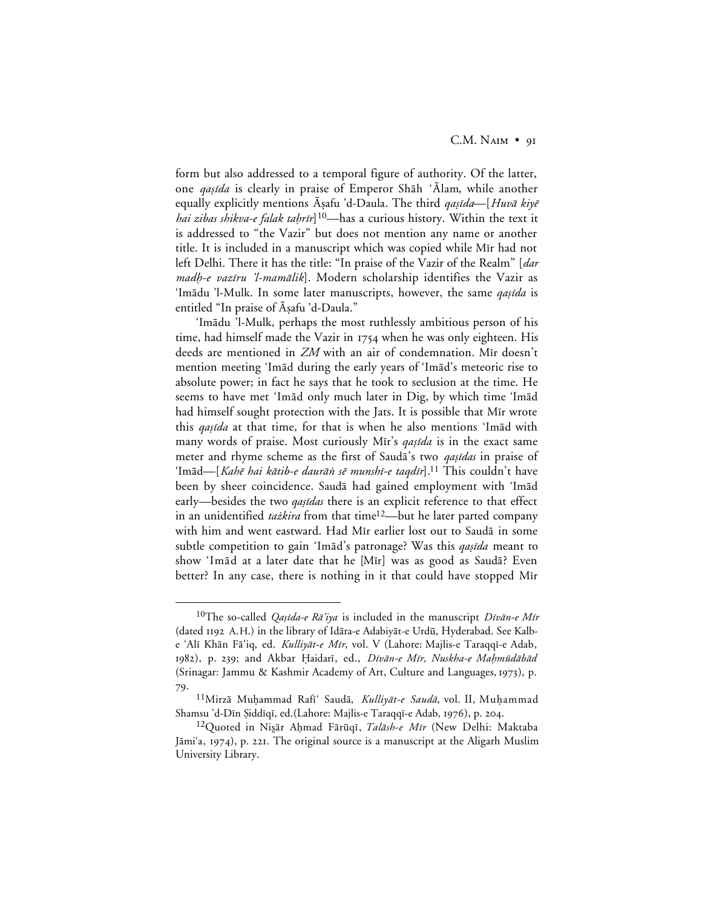form but also addressed to a temporal figure of authority. Of the latter, one *qaṣīda* is clearly in praise of Emperor Shāh ʿĀlam, while another equally explicitly mentions Āṣafu 'd-Daula. The third *qaṣīda*—[*Huvā kiyē hai zibas shikva-e falak taḥrīr*][10]—has a curious history. Within the text it is addressed to "the Vazir" but does not mention any name or another title. It is included in a manuscript which was copied while Mīr had not left Delhi. There it has the title: "In praise of the Vazir of the Realm" [*dar madḥ-e vazīru 'l-mamālik*]. Modern scholarship identifies the Vazir as ʿImādu 'l-Mulk. In some later manuscripts, however, the same *qaṣīda* is entitled "In praise of Āṣafu 'd-Daula."

ʿImādu 'l-Mulk, perhaps the most ruthlessly ambitious person of his time, had himself made the Vazir in 1754 when he was only eighteen. His deeds are mentioned in *ZM* with an air of condemnation. Mīr doesn't mention meeting ʿImād during the early years of ʿImād's meteoric rise to absolute power; in fact he says that he took to seclusion at the time. He seems to have met ʿImād only much later in Dig, by which time ʿImād had himself sought protection with the Jats. It is possible that Mīr wrote this *qaṣīda* at that time, for that is when he also mentions ʿImād with many words of praise. Most curiously Mīr's *qaṣīda* is in the exact same meter and rhyme scheme as the first of Saudā's two *qaṣīdas* in praise of ʿImād—[*Kahē hai kātib-e daurāṅ sē munshī-e taqdīr*].[11] This couldn't have been by sheer coincidence. Saudā had gained employment with ʿImād early—besides the two *qaṣīdas* there is an explicit reference to that effect in an unidentified *taẕkira* from that time[12]—but he later parted company with him and went eastward. Had Mīr earlier lost out to Saudā in some subtle competition to gain ʿImād's patronage? Was this *qaṣīda* meant to show ʿImād at a later date that he [Mīr] was as good as Saudā? Even better? In any case, there is nothing in it that could have stopped Mīr

---

[10]The so-called *Qaṣīda-e Rā'iya* is included in the manuscript *Dīvān-e Mīr* (dated 1192 A.H.) in the library of Idāra-e Adabiyāt-e Urdū, Hyderabad. See Kalb-e ʿAlī Khān Fā'iq, ed. *Kulliyāt-e Mīr*, vol. V (Lahore: Majlis-e Taraqqī-e Adab, 1982), p. 239; and Akbar Ḥaidarī, ed., *Dīvān-e Mīr, Nuskha-e Maḥmūdābād* (Srinagar: Jammu & Kashmir Academy of Art, Culture and Languages, 1973), p. 79.

[11]Mirzā Muḥammad Rafīʿ Saudā, *Kulliyāt-e Saudā*, vol. II, Muḥammad Shamsu 'd-Dīn Ṣiddīqī, ed.(Lahore: Majlis-e Taraqqī-e Adab, 1976), p. 204.

[12]Quoted in Niṣār Aḥmad Fārūqī, *Talāsh-e Mīr* (New Delhi: Maktaba Jāmiʿa, 1974), p. 221. The original source is a manuscript at the Aligarh Muslim University Library.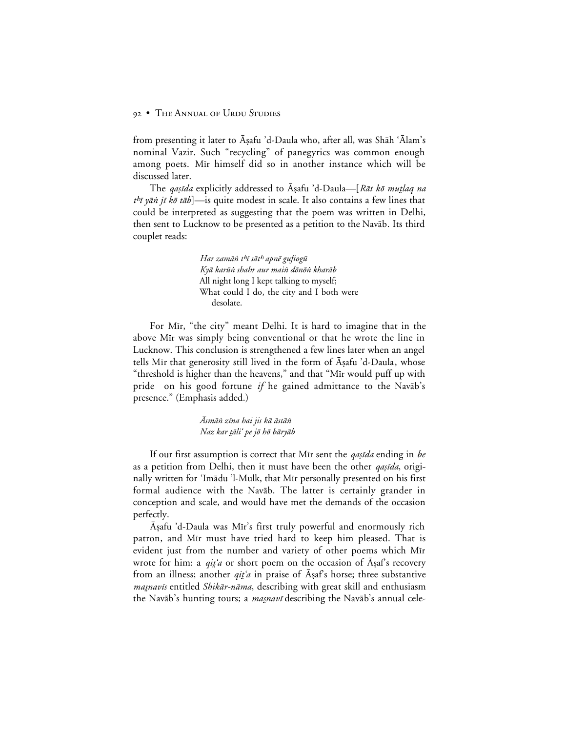from presenting it later to Āṣafu 'd-Daula who, after all, was Shāh 'Ālam's nominal Vazir. Such "recycling" of panegyrics was common enough among poets. Mīr himself did so in another instance which will be discussed later.

The *qaṣīda* explicitly addressed to Āṣafu 'd-Daula—[*Rāt kō muṭlaq na tʰī yāṅ jī kō tāb*]—is quite modest in scale. It also contains a few lines that could be interpreted as suggesting that the poem was written in Delhi, then sent to Lucknow to be presented as a petition to the Navāb. Its third couplet reads:

> *Har zamāṅ tʰī sātʰ apnē guftogū*
> *Kyā karūṅ shahr aur maiṅ dōnōṅ kharāb*
> All night long I kept talking to myself;
> What could I do, the city and I both were desolate.

For Mīr, "the city" meant Delhi. It is hard to imagine that in the above Mīr was simply being conventional or that he wrote the line in Lucknow. This conclusion is strengthened a few lines later when an angel tells Mīr that generosity still lived in the form of Āṣafu 'd-Daula, whose "threshold is higher than the heavens," and that "Mīr would puff up with pride on his good fortune *if* he gained admittance to the Navāb's presence." (Emphasis added.)

> *Āsmāṅ zīna hai jis kā āstāṅ*
> *Naz kar ṭāliʿ pe jō hō bāryāb*

If our first assumption is correct that Mīr sent the *qaṣīda* ending in *be* as a petition from Delhi, then it must have been the other *qaṣīda*, originally written for 'Imādu 'l-Mulk, that Mīr personally presented on his first formal audience with the Navāb. The latter is certainly grander in conception and scale, and would have met the demands of the occasion perfectly.

Āṣafu 'd-Daula was Mīr's first truly powerful and enormously rich patron, and Mīr must have tried hard to keep him pleased. That is evident just from the number and variety of other poems which Mīr wrote for him: a *qiṭʿa* or short poem on the occasion of Āṣaf's recovery from an illness; another *qiṭʿa* in praise of Āṣaf's horse; three substantive *maṡnavīs* entitled *Shikār-nāma*, describing with great skill and enthusiasm the Navāb's hunting tours; a *maṡnavī* describing the Navāb's annual cele-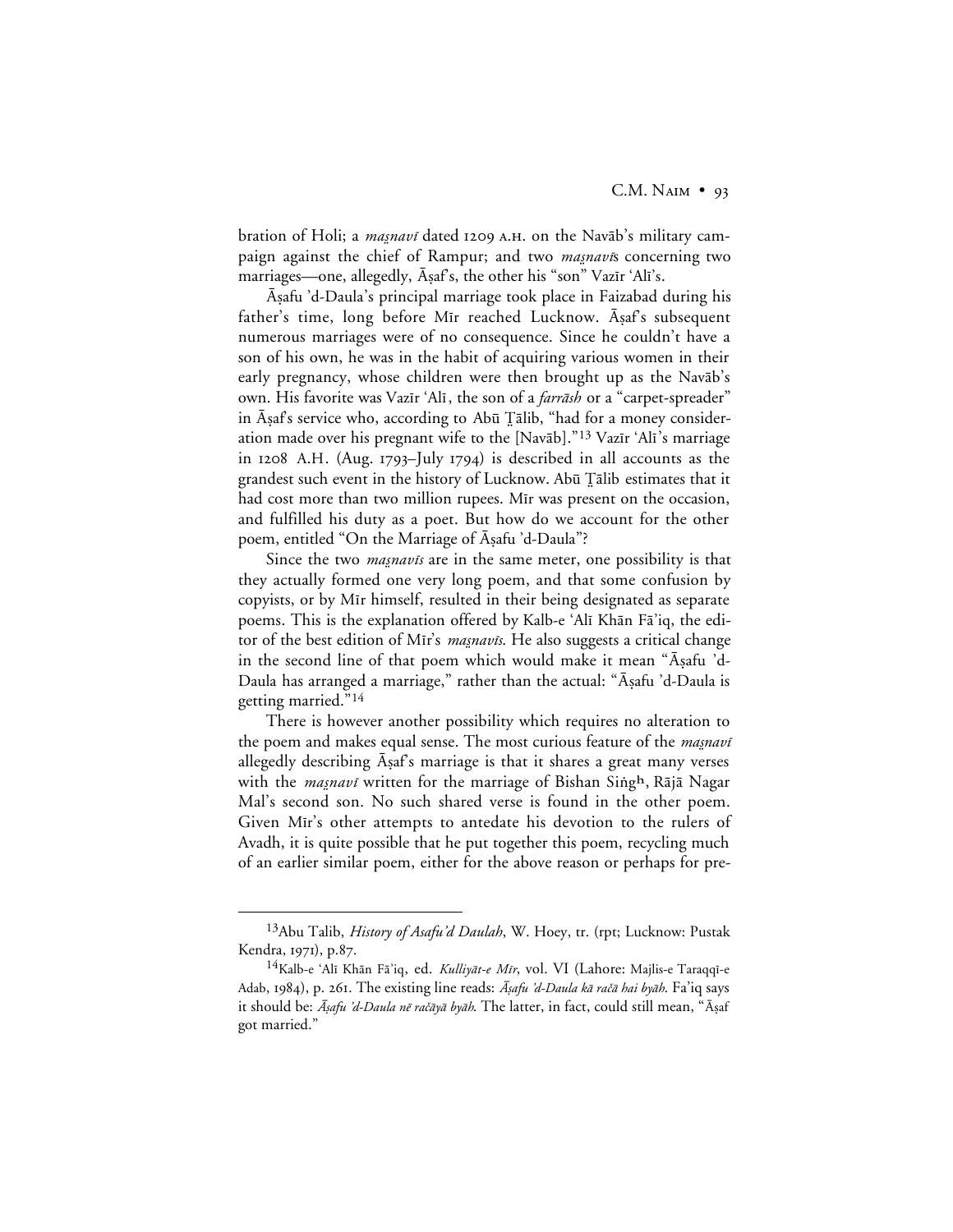bration of Holi; a *maṣnavī* dated 1209 A.H. on the Navāb's military campaign against the chief of Rampur; and two *maṣnavī*s concerning two marriages—one, allegedly, Āṣaf's, the other his "son" Vazīr 'Alī's.

Āṣafu 'd-Daula's principal marriage took place in Faizabad during his father's time, long before Mīr reached Lucknow. Āṣaf's subsequent numerous marriages were of no consequence. Since he couldn't have a son of his own, he was in the habit of acquiring various women in their early pregnancy, whose children were then brought up as the Navāb's own. His favorite was Vazīr 'Alī, the son of a *farrāsh* or a "carpet-spreader" in Āṣaf's service who, according to Abū Ṭālib, "had for a money consideration made over his pregnant wife to the [Navāb]."[13] Vazīr 'Alī's marriage in 1208 A.H. (Aug. 1793–July 1794) is described in all accounts as the grandest such event in the history of Lucknow. Abū Ṭālib estimates that it had cost more than two million rupees. Mīr was present on the occasion, and fulfilled his duty as a poet. But how do we account for the other poem, entitled "On the Marriage of Āṣafu 'd-Daula"?

Since the two *maṣnavīs* are in the same meter, one possibility is that they actually formed one very long poem, and that some confusion by copyists, or by Mīr himself, resulted in their being designated as separate poems. This is the explanation offered by Kalb-e 'Alī Khān Fā'iq, the editor of the best edition of Mīr's *maṣnavīs*. He also suggests a critical change in the second line of that poem which would make it mean "Āṣafu 'd-Daula has arranged a marriage," rather than the actual: "Āṣafu 'd-Daula is getting married."[14]

There is however another possibility which requires no alteration to the poem and makes equal sense. The most curious feature of the *maṣnavī* allegedly describing Āṣaf's marriage is that it shares a great many verses with the *maṣnavī* written for the marriage of Bishan Siṅgʰ, Rājā Nagar Mal's second son. No such shared verse is found in the other poem. Given Mīr's other attempts to antedate his devotion to the rulers of Avadh, it is quite possible that he put together this poem, recycling much of an earlier similar poem, either for the above reason or perhaps for pre-

---

[13] Abu Talib, *History of Asafu'd Daulah*, W. Hoey, tr. (rpt; Lucknow: Pustak Kendra, 1971), p.87.

[14] Kalb-e 'Alī Khān Fā'iq, ed. *Kulliyāt-e Mīr*, vol. VI (Lahore: Majlis-e Taraqqī-e Adab, 1984), p. 261. The existing line reads: *Āṣafu 'd-Daula kā račā hai byāh.* Fa'iq says it should be: *Āṣafu 'd-Daula nē račāyā byāh.* The latter, in fact, could still mean, "Āṣaf got married."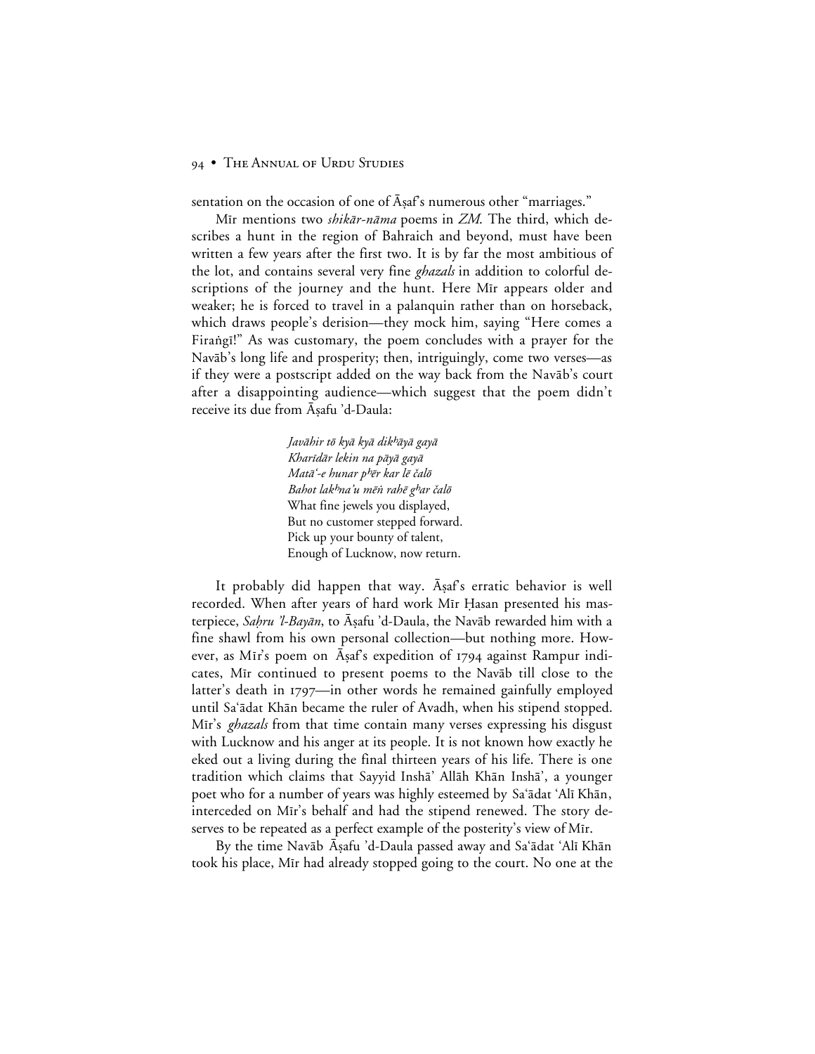sentation on the occasion of one of Āṣaf's numerous other "marriages."

Mīr mentions two *shikār-nāma* poems in *ZM*. The third, which describes a hunt in the region of Bahraich and beyond, must have been written a few years after the first two. It is by far the most ambitious of the lot, and contains several very fine *ghazals* in addition to colorful descriptions of the journey and the hunt. Here Mīr appears older and weaker; he is forced to travel in a palanquin rather than on horseback, which draws people's derision—they mock him, saying "Here comes a Firaṅgī!" As was customary, the poem concludes with a prayer for the Navāb's long life and prosperity; then, intriguingly, come two verses—as if they were a postscript added on the way back from the Navāb's court after a disappointing audience—which suggest that the poem didn't receive its due from Āṣafu 'd-Daula:

> *Javāhir tō kyā kyā dikʰāyā gayā*
> *Kharīdār lekin na pāyā gayā*
> *Matā'-e hunar pʰēr kar lē čalō*
> *Bahot lakʰna'u mēṅ rahē gʰar čalō*
> What fine jewels you displayed,
> But no customer stepped forward.
> Pick up your bounty of talent,
> Enough of Lucknow, now return.

It probably did happen that way. Āṣaf's erratic behavior is well recorded. When after years of hard work Mīr Ḥasan presented his masterpiece, *Saḥru 'l-Bayān*, to Āṣafu 'd-Daula, the Navāb rewarded him with a fine shawl from his own personal collection—but nothing more. However, as Mīr's poem on Āṣaf's expedition of 1794 against Rampur indicates, Mīr continued to present poems to the Navāb till close to the latter's death in 1797—in other words he remained gainfully employed until Sa'ādat Khān became the ruler of Avadh, when his stipend stopped. Mīr's *ghazals* from that time contain many verses expressing his disgust with Lucknow and his anger at its people. It is not known how exactly he eked out a living during the final thirteen years of his life. There is one tradition which claims that Sayyid Inshā' Allāh Khān Inshā', a younger poet who for a number of years was highly esteemed by Sa'ādat 'Alī Khān, interceded on Mīr's behalf and had the stipend renewed. The story deserves to be repeated as a perfect example of the posterity's view of Mīr.

By the time Navāb Āṣafu 'd-Daula passed away and Sa'ādat 'Alī Khān took his place, Mīr had already stopped going to the court. No one at the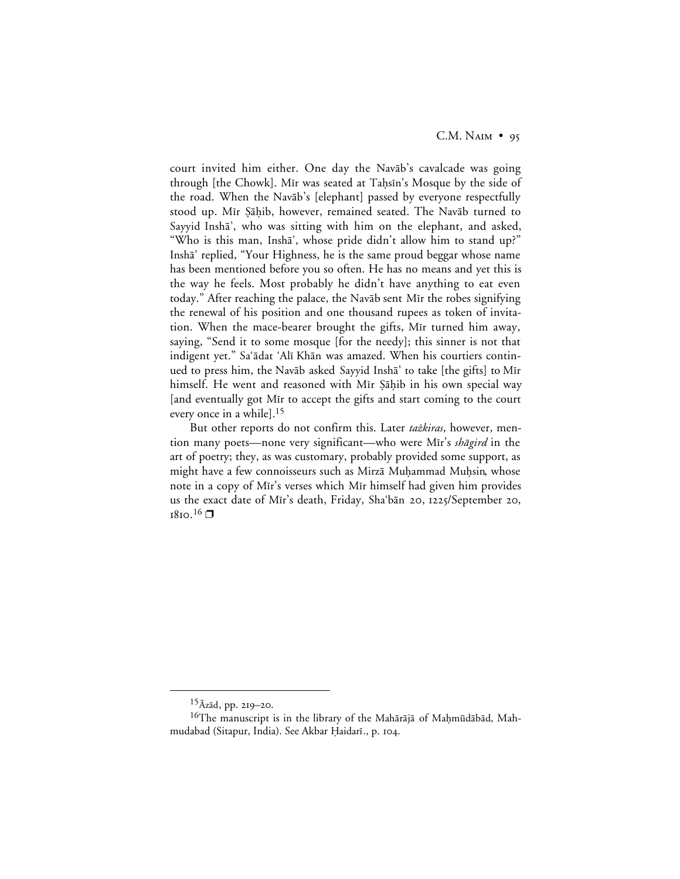court invited him either. One day the Navāb's cavalcade was going through [the Chowk]. Mīr was seated at Taḥsīn's Mosque by the side of the road. When the Navāb's [elephant] passed by everyone respectfully stood up. Mīr Ṣāḥib, however, remained seated. The Navāb turned to Sayyid Inshā', who was sitting with him on the elephant, and asked, "Who is this man, Inshā', whose pride didn't allow him to stand up?" Inshā' replied, "Your Highness, he is the same proud beggar whose name has been mentioned before you so often. He has no means and yet this is the way he feels. Most probably he didn't have anything to eat even today." After reaching the palace, the Navāb sent Mīr the robes signifying the renewal of his position and one thousand rupees as token of invitation. When the mace-bearer brought the gifts, Mīr turned him away, saying, "Send it to some mosque [for the needy]; this sinner is not that indigent yet." Sa'ādat 'Alī Khān was amazed. When his courtiers continued to press him, the Navāb asked Sayyid Inshā' to take [the gifts] to Mīr himself. He went and reasoned with Mīr Ṣāḥib in his own special way [and eventually got Mīr to accept the gifts and start coming to the court every once in a while].[15]

But other reports do not confirm this. Later *taẕkiras*, however, mention many poets—none very significant—who were Mīr's *shāgird* in the art of poetry; they, as was customary, probably provided some support, as might have a few connoisseurs such as Mirzā Muḥammad Muḥsin, whose note in a copy of Mīr's verses which Mīr himself had given him provides us the exact date of Mīr's death, Friday, Sha'bān 20, 1225/September 20, 1810.[16] ❐

---

[15] Āzād, pp. 219–20.

[16] The manuscript is in the library of the Mahārājā of Maḥmūdābād, Mahmudabad (Sitapur, India). See Akbar Ḥaidarī., p. 104.